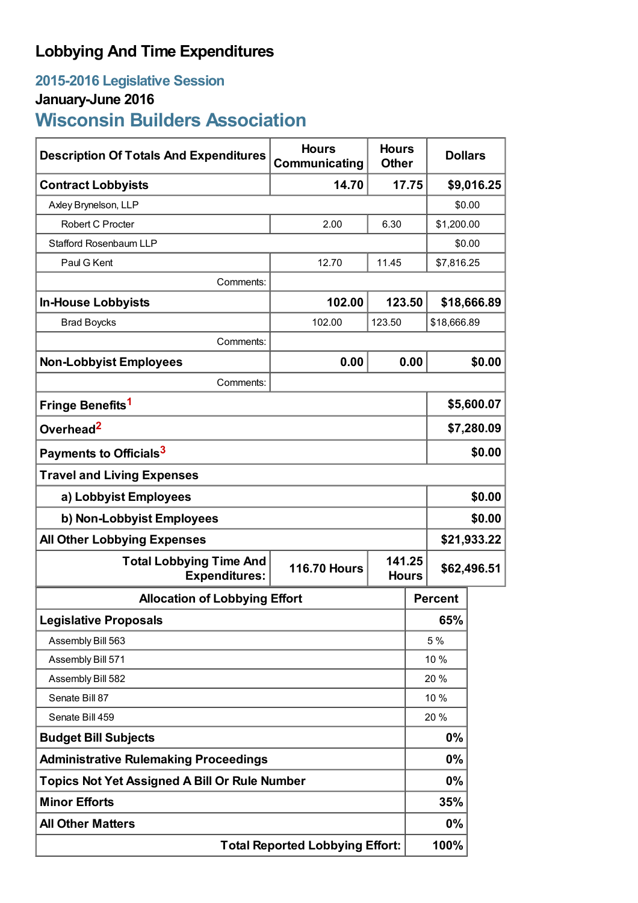# Lobbying And Time Expenditures

## 2015-2016 Legislative Session

### January-June 2016

## Wisconsin Builders Association

| Description Of Totals And Expenditures | Hours Communicating | Hours Other | Dollars |
|---|---|---|---|
| **Contract Lobbyists** | **14.70** | **17.75** | **$9,016.25** |
| Axley Brynelson, LLP | | | $0.00 |
| Robert C Procter | 2.00 | 6.30 | $1,200.00 |
| Stafford Rosenbaum LLP | | | $0.00 |
| Paul G Kent | 12.70 | 11.45 | $7,816.25 |
| Comments: | | | |
| **In-House Lobbyists** | **102.00** | **123.50** | **$18,666.89** |
| Brad Boycks | 102.00 | 123.50 | $18,666.89 |
| Comments: | | | |
| **Non-Lobbyist Employees** | **0.00** | **0.00** | **$0.00** |
| Comments: | | | |
| **Fringe Benefits**[1] | | | **$5,600.07** |
| **Overhead**[2] | | | **$7,280.09** |
| **Payments to Officials**[3] | | | **$0.00** |
| **Travel and Living Expenses** | | | |
| **a) Lobbyist Employees** | | | **$0.00** |
| **b) Non-Lobbyist Employees** | | | **$0.00** |
| **All Other Lobbying Expenses** | | | **$21,933.22** |
| **Total Lobbying Time And Expenditures:** | **116.70 Hours** | **141.25 Hours** | **$62,496.51** |

| Allocation of Lobbying Effort | Percent |
|---|---|
| **Legislative Proposals** | **65%** |
| Assembly Bill 563 | 5 % |
| Assembly Bill 571 | 10 % |
| Assembly Bill 582 | 20 % |
| Senate Bill 87 | 10 % |
| Senate Bill 459 | 20 % |
| **Budget Bill Subjects** | **0%** |
| **Administrative Rulemaking Proceedings** | **0%** |
| **Topics Not Yet Assigned A Bill Or Rule Number** | **0%** |
| **Minor Efforts** | **35%** |
| **All Other Matters** | **0%** |
| **Total Reported Lobbying Effort:** | **100%** |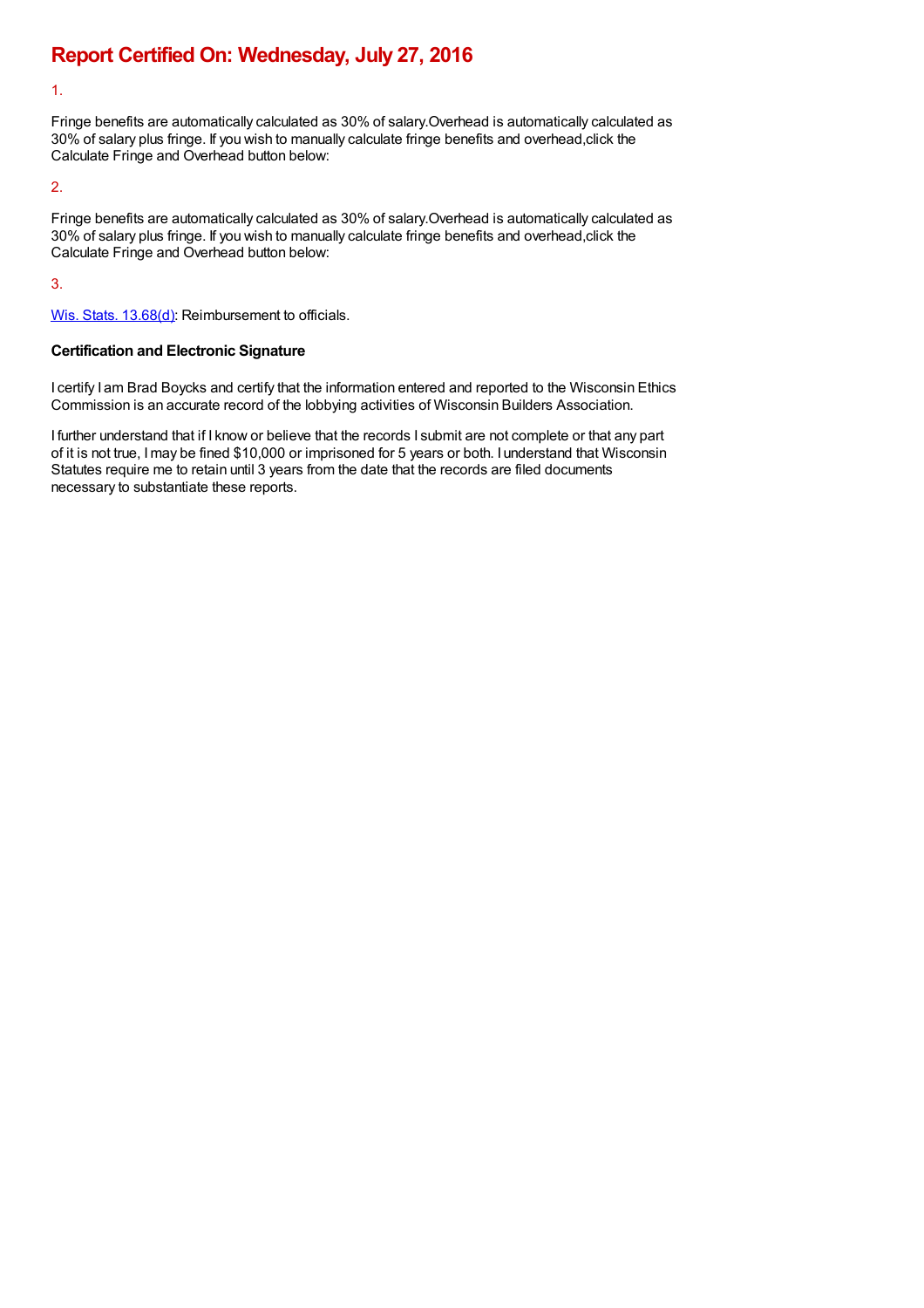# Report Certified On: Wednesday, July 27, 2016

1.

Fringe benefits are automatically calculated as 30% of salary.Overhead is automatically calculated as 30% of salary plus fringe. If you wish to manually calculate fringe benefits and overhead,click the Calculate Fringe and Overhead button below:

2.

Fringe benefits are automatically calculated as 30% of salary.Overhead is automatically calculated as 30% of salary plus fringe. If you wish to manually calculate fringe benefits and overhead,click the Calculate Fringe and Overhead button below:

3.

Wis. Stats. 13.68(d): Reimbursement to officials.

**Certification and Electronic Signature**

I certify I am Brad Boycks and certify that the information entered and reported to the Wisconsin Ethics Commission is an accurate record of the lobbying activities of Wisconsin Builders Association.

I further understand that if I know or believe that the records I submit are not complete or that any part of it is not true, I may be fined $10,000 or imprisoned for 5 years or both. I understand that Wisconsin Statutes require me to retain until 3 years from the date that the records are filed documents necessary to substantiate these reports.